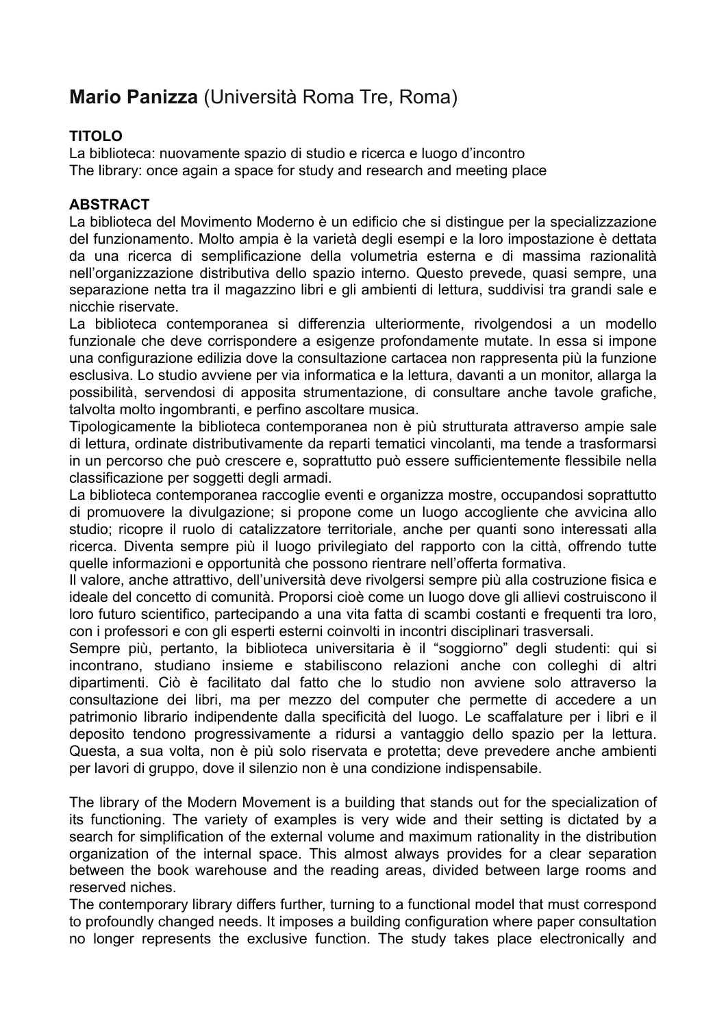# **Mario Panizza** (Università Roma Tre, Roma)

**TITOLO**

La biblioteca: nuovamente spazio di studio e ricerca e luogo d'incontro
The library: once again a space for study and research and meeting place

**ABSTRACT**

La biblioteca del Movimento Moderno è un edificio che si distingue per la specializzazione del funzionamento. Molto ampia è la varietà degli esempi e la loro impostazione è dettata da una ricerca di semplificazione della volumetria esterna e di massima razionalità nell'organizzazione distributiva dello spazio interno. Questo prevede, quasi sempre, una separazione netta tra il magazzino libri e gli ambienti di lettura, suddivisi tra grandi sale e nicchie riservate.

La biblioteca contemporanea si differenzia ulteriormente, rivolgendosi a un modello funzionale che deve corrispondere a esigenze profondamente mutate. In essa si impone una configurazione edilizia dove la consultazione cartacea non rappresenta più la funzione esclusiva. Lo studio avviene per via informatica e la lettura, davanti a un monitor, allarga la possibilità, servendosi di apposita strumentazione, di consultare anche tavole grafiche, talvolta molto ingombranti, e perfino ascoltare musica.

Tipologicamente la biblioteca contemporanea non è più strutturata attraverso ampie sale di lettura, ordinate distributivamente da reparti tematici vincolanti, ma tende a trasformarsi in un percorso che può crescere e, soprattutto può essere sufficientemente flessibile nella classificazione per soggetti degli armadi.

La biblioteca contemporanea raccoglie eventi e organizza mostre, occupandosi soprattutto di promuovere la divulgazione; si propone come un luogo accogliente che avvicina allo studio; ricopre il ruolo di catalizzatore territoriale, anche per quanti sono interessati alla ricerca. Diventa sempre più il luogo privilegiato del rapporto con la città, offrendo tutte quelle informazioni e opportunità che possono rientrare nell'offerta formativa.

Il valore, anche attrattivo, dell'università deve rivolgersi sempre più alla costruzione fisica e ideale del concetto di comunità. Proporsi cioè come un luogo dove gli allievi costruiscono il loro futuro scientifico, partecipando a una vita fatta di scambi costanti e frequenti tra loro, con i professori e con gli esperti esterni coinvolti in incontri disciplinari trasversali.

Sempre più, pertanto, la biblioteca universitaria è il "soggiorno" degli studenti: qui si incontrano, studiano insieme e stabiliscono relazioni anche con colleghi di altri dipartimenti. Ciò è facilitato dal fatto che lo studio non avviene solo attraverso la consultazione dei libri, ma per mezzo del computer che permette di accedere a un patrimonio librario indipendente dalla specificità del luogo. Le scaffalature per i libri e il deposito tendono progressivamente a ridursi a vantaggio dello spazio per la lettura. Questa, a sua volta, non è più solo riservata e protetta; deve prevedere anche ambienti per lavori di gruppo, dove il silenzio non è una condizione indispensabile.

The library of the Modern Movement is a building that stands out for the specialization of its functioning. The variety of examples is very wide and their setting is dictated by a search for simplification of the external volume and maximum rationality in the distribution organization of the internal space. This almost always provides for a clear separation between the book warehouse and the reading areas, divided between large rooms and reserved niches.

The contemporary library differs further, turning to a functional model that must correspond to profoundly changed needs. It imposes a building configuration where paper consultation no longer represents the exclusive function. The study takes place electronically and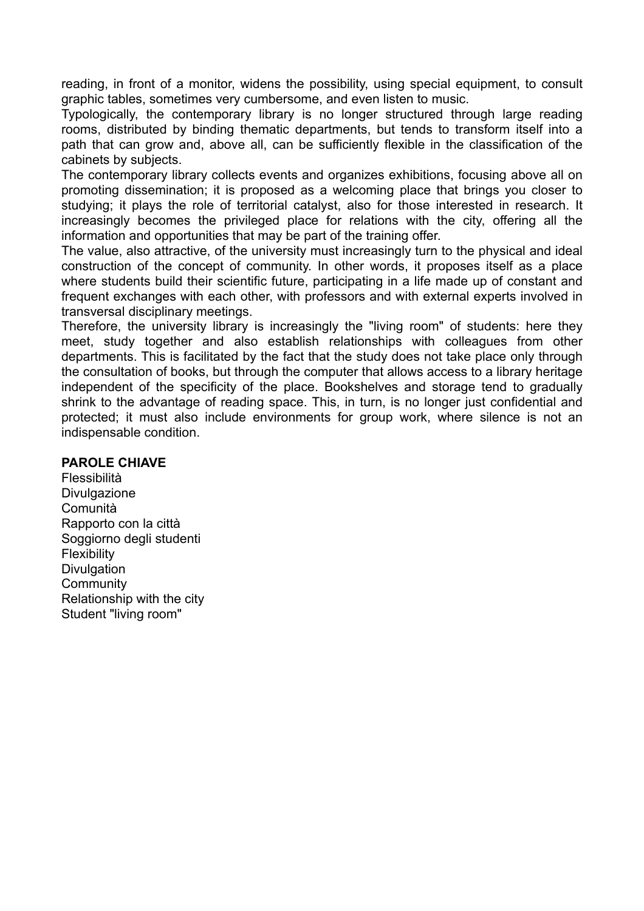reading, in front of a monitor, widens the possibility, using special equipment, to consult graphic tables, sometimes very cumbersome, and even listen to music.

Typologically, the contemporary library is no longer structured through large reading rooms, distributed by binding thematic departments, but tends to transform itself into a path that can grow and, above all, can be sufficiently flexible in the classification of the cabinets by subjects.

The contemporary library collects events and organizes exhibitions, focusing above all on promoting dissemination; it is proposed as a welcoming place that brings you closer to studying; it plays the role of territorial catalyst, also for those interested in research. It increasingly becomes the privileged place for relations with the city, offering all the information and opportunities that may be part of the training offer.

The value, also attractive, of the university must increasingly turn to the physical and ideal construction of the concept of community. In other words, it proposes itself as a place where students build their scientific future, participating in a life made up of constant and frequent exchanges with each other, with professors and with external experts involved in transversal disciplinary meetings.

Therefore, the university library is increasingly the "living room" of students: here they meet, study together and also establish relationships with colleagues from other departments. This is facilitated by the fact that the study does not take place only through the consultation of books, but through the computer that allows access to a library heritage independent of the specificity of the place. Bookshelves and storage tend to gradually shrink to the advantage of reading space. This, in turn, is no longer just confidential and protected; it must also include environments for group work, where silence is not an indispensable condition.

**PAROLE CHIAVE**

Flessibilità
Divulgazione
Comunità
Rapporto con la città
Soggiorno degli studenti
Flexibility
Divulgation
Community
Relationship with the city
Student "living room"